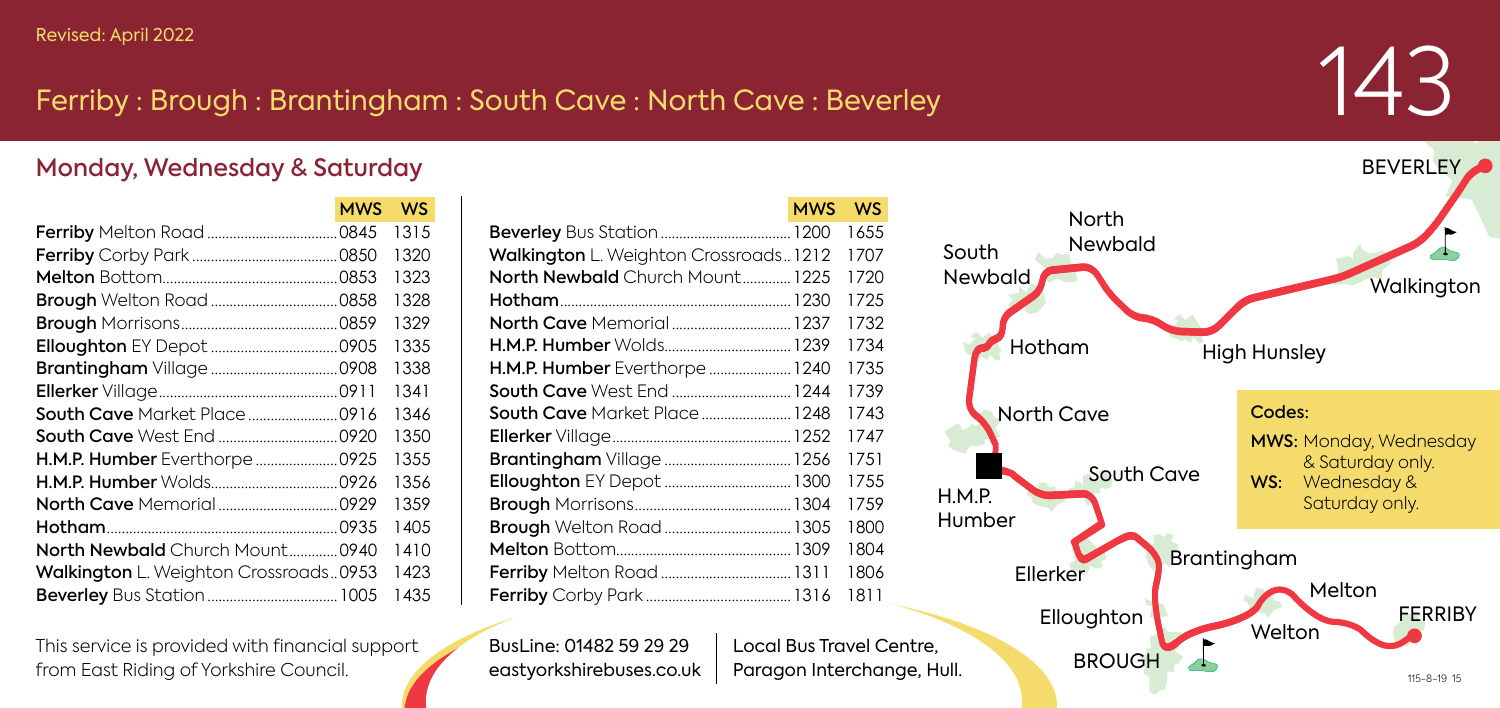Revised: April 2022

# Ferriby : Brough : Brantingham : South Cave : North Cave : Beverley

143

## Monday, Wednesday & Saturday

| | MWS | WS |
|---|---|---|
| **Ferriby** Melton Road | 0845 | 1315 |
| **Ferriby** Corby Park | 0850 | 1320 |
| **Melton** Bottom | 0853 | 1323 |
| **Brough** Welton Road | 0858 | 1328 |
| **Brough** Morrisons | 0859 | 1329 |
| **Elloughton** EY Depot | 0905 | 1335 |
| **Brantingham** Village | 0908 | 1338 |
| **Ellerker** Village | 0911 | 1341 |
| **South Cave** Market Place | 0916 | 1346 |
| **South Cave** West End | 0920 | 1350 |
| **H.M.P. Humber** Everthorpe | 0925 | 1355 |
| **H.M.P. Humber** Wolds | 0926 | 1356 |
| **North Cave** Memorial | 0929 | 1359 |
| **Hotham** | 0935 | 1405 |
| **North Newbald** Church Mount | 0940 | 1410 |
| **Walkington** L. Weighton Crossroads | 0953 | 1423 |
| **Beverley** Bus Station | 1005 | 1435 |

| | MWS | WS |
|---|---|---|
| **Beverley** Bus Station | 1200 | 1655 |
| **Walkington** L. Weighton Crossroads | 1212 | 1707 |
| **North Newbald** Church Mount | 1225 | 1720 |
| **Hotham** | 1230 | 1725 |
| **North Cave** Memorial | 1237 | 1732 |
| **H.M.P. Humber** Wolds | 1239 | 1734 |
| **H.M.P. Humber** Everthorpe | 1240 | 1735 |
| **South Cave** West End | 1244 | 1739 |
| **South Cave** Market Place | 1248 | 1743 |
| **Ellerker** Village | 1252 | 1747 |
| **Brantingham** Village | 1256 | 1751 |
| **Elloughton** EY Depot | 1300 | 1755 |
| **Brough** Morrisons | 1304 | 1759 |
| **Brough** Welton Road | 1305 | 1800 |
| **Melton** Bottom | 1309 | 1804 |
| **Ferriby** Melton Road | 1311 | 1806 |
| **Ferriby** Corby Park | 1316 | 1811 |

This service is provided with financial support from East Riding of Yorkshire Council.

BusLine: 01482 59 29 29
eastyorkshirebuses.co.uk

Local Bus Travel Centre,
Paragon Interchange, Hull.

BEVERLEY, North Newbald, South Newbald, Walkington, Hotham, High Hunsley, North Cave, South Cave, H.M.P. Humber, Ellerker, Brantingham, Elloughton, Melton, Welton, FERRIBY, BROUGH

**Codes:**

**MWS:** Monday, Wednesday & Saturday only.
**WS:** Wednesday & Saturday only.

115-8-19 15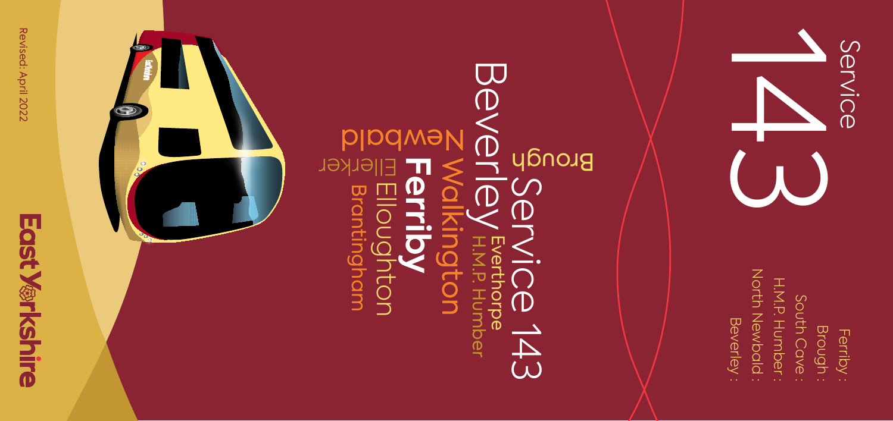# Service 143

Ferriby :
Brough :
South Cave :
H.M.P. Humber :
North Newbald :
Beverley :

Service 143

Brough
Beverley
Everthorpe
H.M.P. Humber
Walkington
Newbald
Ferriby
Elloughton
Ellerker
Brantingham

Revised: April 2022

East Yorkshire